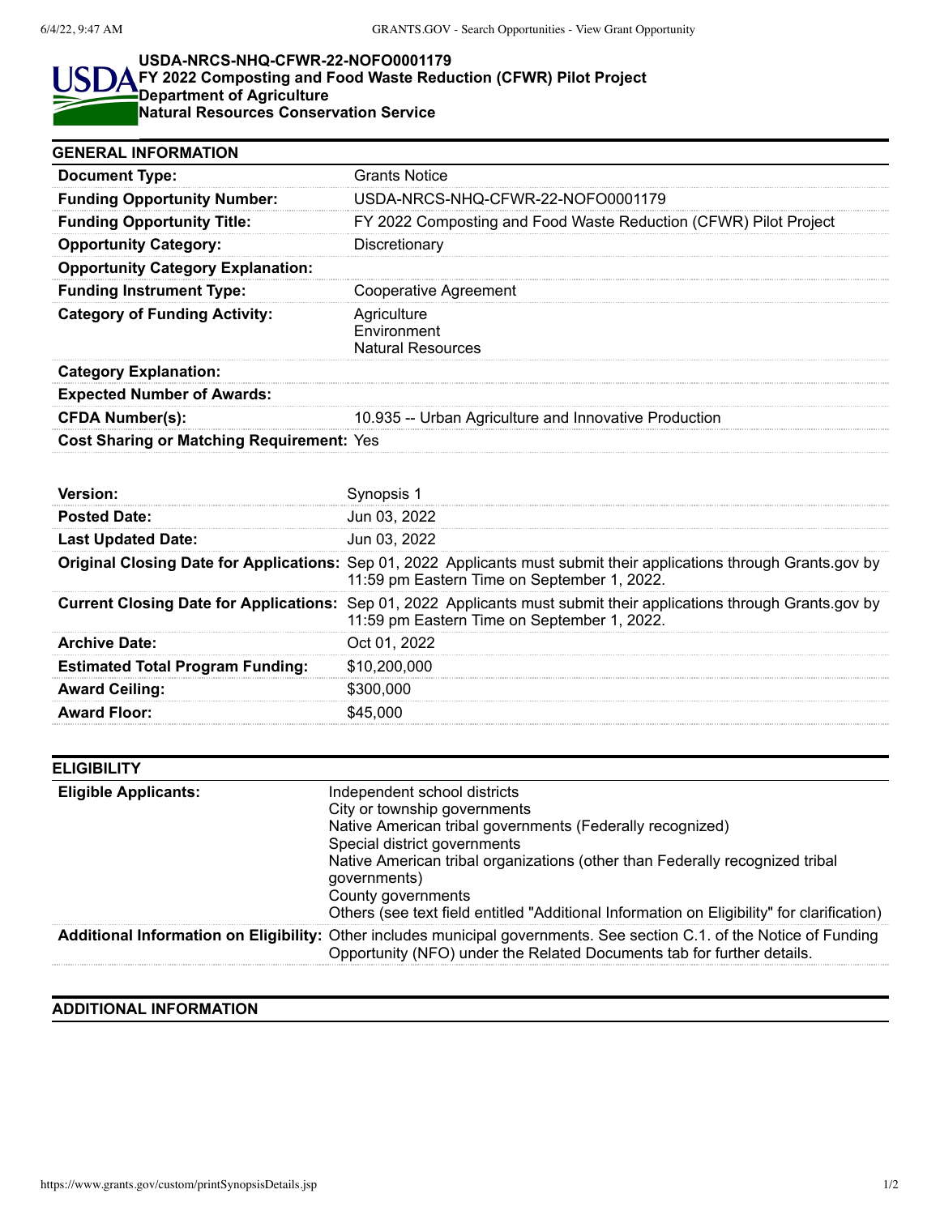# USDA-NRCS-NHQ-CFWR-22-NOFO0001179

**FY 2022 Composting and Food Waste Reduction (CFWR) Pilot Project**

**Department of Agriculture**

**Natural Resources Conservation Service**

## GENERAL INFORMATION

| | |
|---|---|
| **Document Type:** | Grants Notice |
| **Funding Opportunity Number:** | USDA-NRCS-NHQ-CFWR-22-NOFO0001179 |
| **Funding Opportunity Title:** | FY 2022 Composting and Food Waste Reduction (CFWR) Pilot Project |
| **Opportunity Category:** | Discretionary |
| **Opportunity Category Explanation:** | |
| **Funding Instrument Type:** | Cooperative Agreement |
| **Category of Funding Activity:** | Agriculture<br>Environment<br>Natural Resources |
| **Category Explanation:** | |
| **Expected Number of Awards:** | |
| **CFDA Number(s):** | 10.935 -- Urban Agriculture and Innovative Production |
| **Cost Sharing or Matching Requirement:** | Yes |

| | |
|---|---|
| **Version:** | Synopsis 1 |
| **Posted Date:** | Jun 03, 2022 |
| **Last Updated Date:** | Jun 03, 2022 |
| **Original Closing Date for Applications:** | Sep 01, 2022 Applicants must submit their applications through Grants.gov by 11:59 pm Eastern Time on September 1, 2022. |
| **Current Closing Date for Applications:** | Sep 01, 2022 Applicants must submit their applications through Grants.gov by 11:59 pm Eastern Time on September 1, 2022. |
| **Archive Date:** | Oct 01, 2022 |
| **Estimated Total Program Funding:** | $10,200,000 |
| **Award Ceiling:** | $300,000 |
| **Award Floor:** | $45,000 |

## ELIGIBILITY

| | |
|---|---|
| **Eligible Applicants:** | Independent school districts<br>City or township governments<br>Native American tribal governments (Federally recognized)<br>Special district governments<br>Native American tribal organizations (other than Federally recognized tribal governments)<br>County governments<br>Others (see text field entitled "Additional Information on Eligibility" for clarification) |
| **Additional Information on Eligibility:** | Other includes municipal governments. See section C.1. of the Notice of Funding Opportunity (NFO) under the Related Documents tab for further details. |

## ADDITIONAL INFORMATION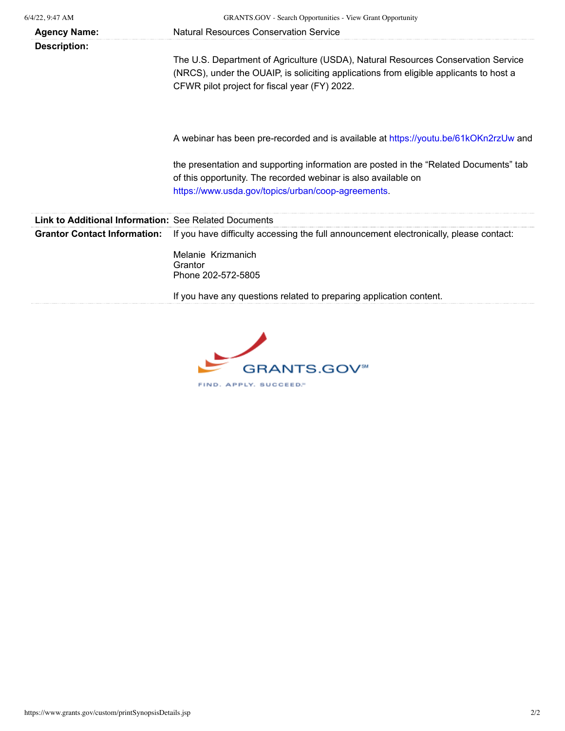| | |
|---|---|
| **Agency Name:** | Natural Resources Conservation Service |
| **Description:** | The U.S. Department of Agriculture (USDA), Natural Resources Conservation Service (NRCS), under the OUAIP, is soliciting applications from eligible applicants to host a CFWR pilot project for fiscal year (FY) 2022. A webinar has been pre-recorded and is available at https://youtu.be/61kOKn2rzUw and the presentation and supporting information are posted in the "Related Documents" tab of this opportunity. The recorded webinar is also available on https://www.usda.gov/topics/urban/coop-agreements. |
| **Link to Additional Information:** | See Related Documents |
| **Grantor Contact Information:** | If you have difficulty accessing the full announcement electronically, please contact: Melanie Krizmanich Grantor Phone 202-572-5805 If you have any questions related to preparing application content. |

GRANTS.GOV[SM]

FIND. APPLY. SUCCEED.[SM]